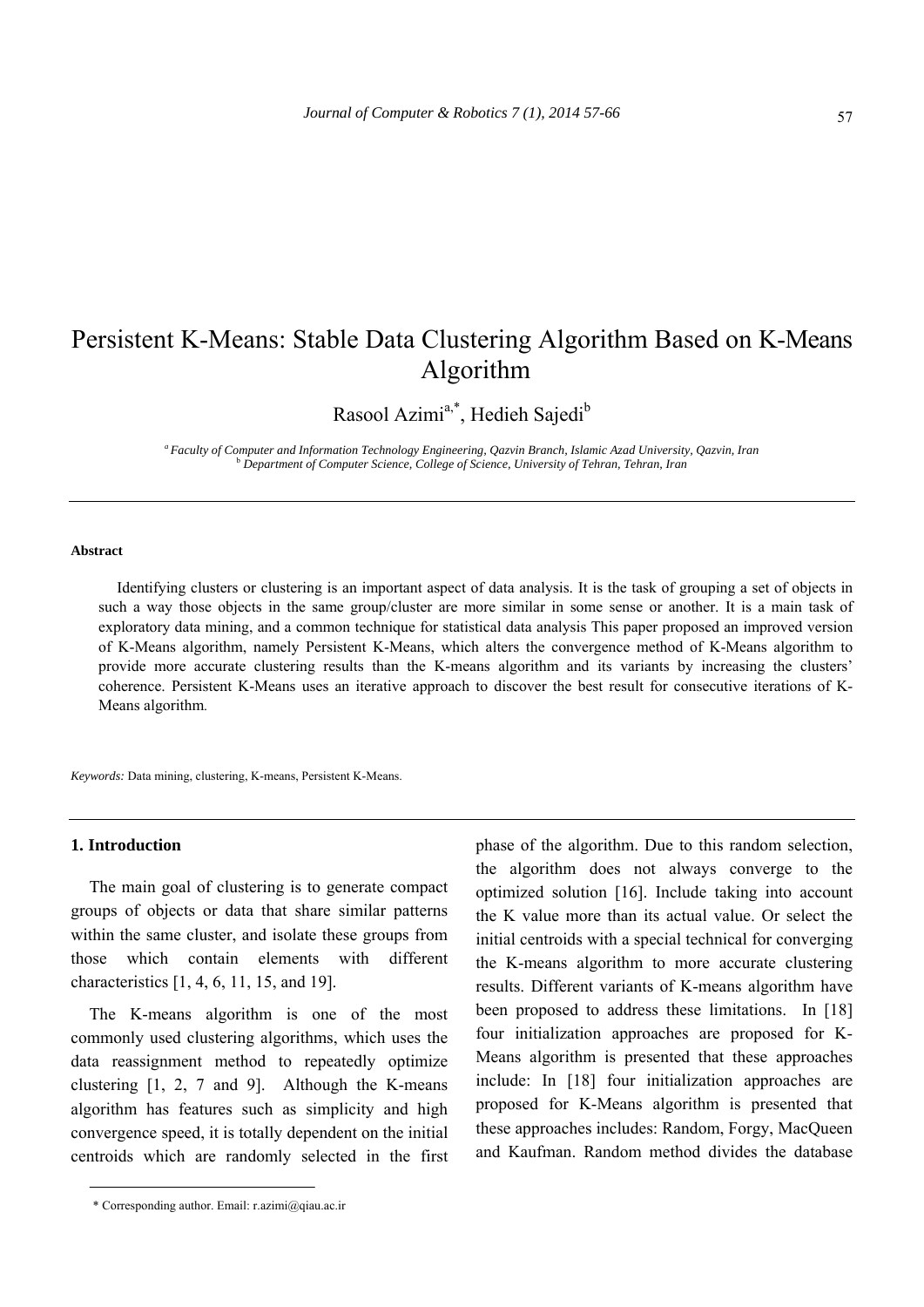# Persistent K-Means: Stable Data Clustering Algorithm Based on K-Means Algorithm

Rasool Azimi[a,*], Hedieh Sajedi[b]

[a] Faculty of Computer and Information Technology Engineering, Qazvin Branch, Islamic Azad University, Qazvin, Iran
[b] Department of Computer Science, College of Science, University of Tehran, Tehran, Iran

---

### Abstract

Identifying clusters or clustering is an important aspect of data analysis. It is the task of grouping a set of objects in such a way those objects in the same group/cluster are more similar in some sense or another. It is a main task of exploratory data mining, and a common technique for statistical data analysis This paper proposed an improved version of K-Means algorithm, namely Persistent K-Means, which alters the convergence method of K-Means algorithm to provide more accurate clustering results than the K-means algorithm and its variants by increasing the clusters' coherence. Persistent K-Means uses an iterative approach to discover the best result for consecutive iterations of K-Means algorithm.

*Keywords:* Data mining, clustering, K-means, Persistent K-Means.

---

## 1. Introduction

The main goal of clustering is to generate compact groups of objects or data that share similar patterns within the same cluster, and isolate these groups from those which contain elements with different characteristics [1, 4, 6, 11, 15, and 19].

The K-means algorithm is one of the most commonly used clustering algorithms, which uses the data reassignment method to repeatedly optimize clustering [1, 2, 7 and 9]. Although the K-means algorithm has features such as simplicity and high convergence speed, it is totally dependent on the initial centroids which are randomly selected in the first phase of the algorithm. Due to this random selection, the algorithm does not always converge to the optimized solution [16]. Include taking into account the K value more than its actual value. Or select the initial centroids with a special technical for converging the K-means algorithm to more accurate clustering results. Different variants of K-means algorithm have been proposed to address these limitations. In [18] four initialization approaches are proposed for K-Means algorithm is presented that these approaches include: In [18] four initialization approaches are proposed for K-Means algorithm is presented that these approaches includes: Random, Forgy, MacQueen and Kaufman. Random method divides the database

* Corresponding author. Email: r.azimi@qiau.ac.ir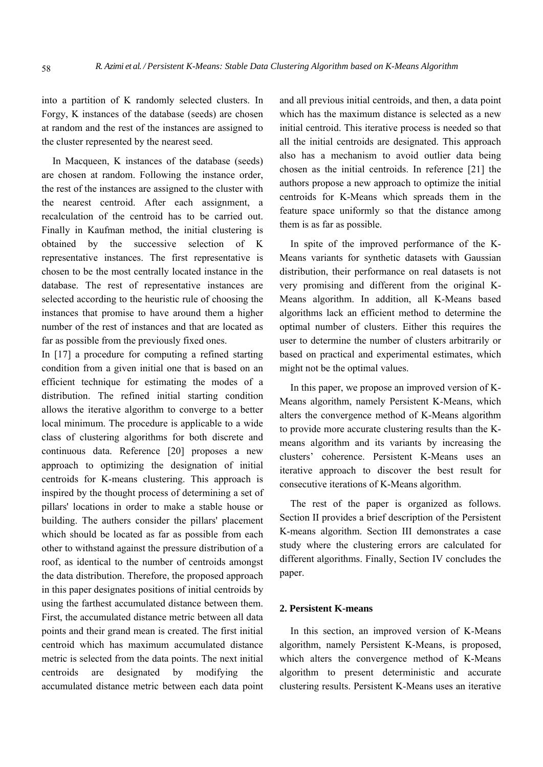into a partition of K randomly selected clusters. In Forgy, K instances of the database (seeds) are chosen at random and the rest of the instances are assigned to the cluster represented by the nearest seed.

In Macqueen, K instances of the database (seeds) are chosen at random. Following the instance order, the rest of the instances are assigned to the cluster with the nearest centroid. After each assignment, a recalculation of the centroid has to be carried out. Finally in Kaufman method, the initial clustering is obtained by the successive selection of K representative instances. The first representative is chosen to be the most centrally located instance in the database. The rest of representative instances are selected according to the heuristic rule of choosing the instances that promise to have around them a higher number of the rest of instances and that are located as far as possible from the previously fixed ones.

In [17] a procedure for computing a refined starting condition from a given initial one that is based on an efficient technique for estimating the modes of a distribution. The refined initial starting condition allows the iterative algorithm to converge to a better local minimum. The procedure is applicable to a wide class of clustering algorithms for both discrete and continuous data. Reference [20] proposes a new approach to optimizing the designation of initial centroids for K-means clustering. This approach is inspired by the thought process of determining a set of pillars' locations in order to make a stable house or building. The authers consider the pillars' placement which should be located as far as possible from each other to withstand against the pressure distribution of a roof, as identical to the number of centroids amongst the data distribution. Therefore, the proposed approach in this paper designates positions of initial centroids by using the farthest accumulated distance between them. First, the accumulated distance metric between all data points and their grand mean is created. The first initial centroid which has maximum accumulated distance metric is selected from the data points. The next initial centroids are designated by modifying the accumulated distance metric between each data point and all previous initial centroids, and then, a data point which has the maximum distance is selected as a new initial centroid. This iterative process is needed so that all the initial centroids are designated. This approach also has a mechanism to avoid outlier data being chosen as the initial centroids. In reference [21] the authors propose a new approach to optimize the initial centroids for K-Means which spreads them in the feature space uniformly so that the distance among them is as far as possible.

In spite of the improved performance of the K-Means variants for synthetic datasets with Gaussian distribution, their performance on real datasets is not very promising and different from the original K-Means algorithm. In addition, all K-Means based algorithms lack an efficient method to determine the optimal number of clusters. Either this requires the user to determine the number of clusters arbitrarily or based on practical and experimental estimates, which might not be the optimal values.

In this paper, we propose an improved version of K-Means algorithm, namely Persistent K-Means, which alters the convergence method of K-Means algorithm to provide more accurate clustering results than the K-means algorithm and its variants by increasing the clusters' coherence. Persistent K-Means uses an iterative approach to discover the best result for consecutive iterations of K-Means algorithm.

The rest of the paper is organized as follows. Section II provides a brief description of the Persistent K-means algorithm. Section III demonstrates a case study where the clustering errors are calculated for different algorithms. Finally, Section IV concludes the paper.

## 2. Persistent K-means

In this section, an improved version of K-Means algorithm, namely Persistent K-Means, is proposed, which alters the convergence method of K-Means algorithm to present deterministic and accurate clustering results. Persistent K-Means uses an iterative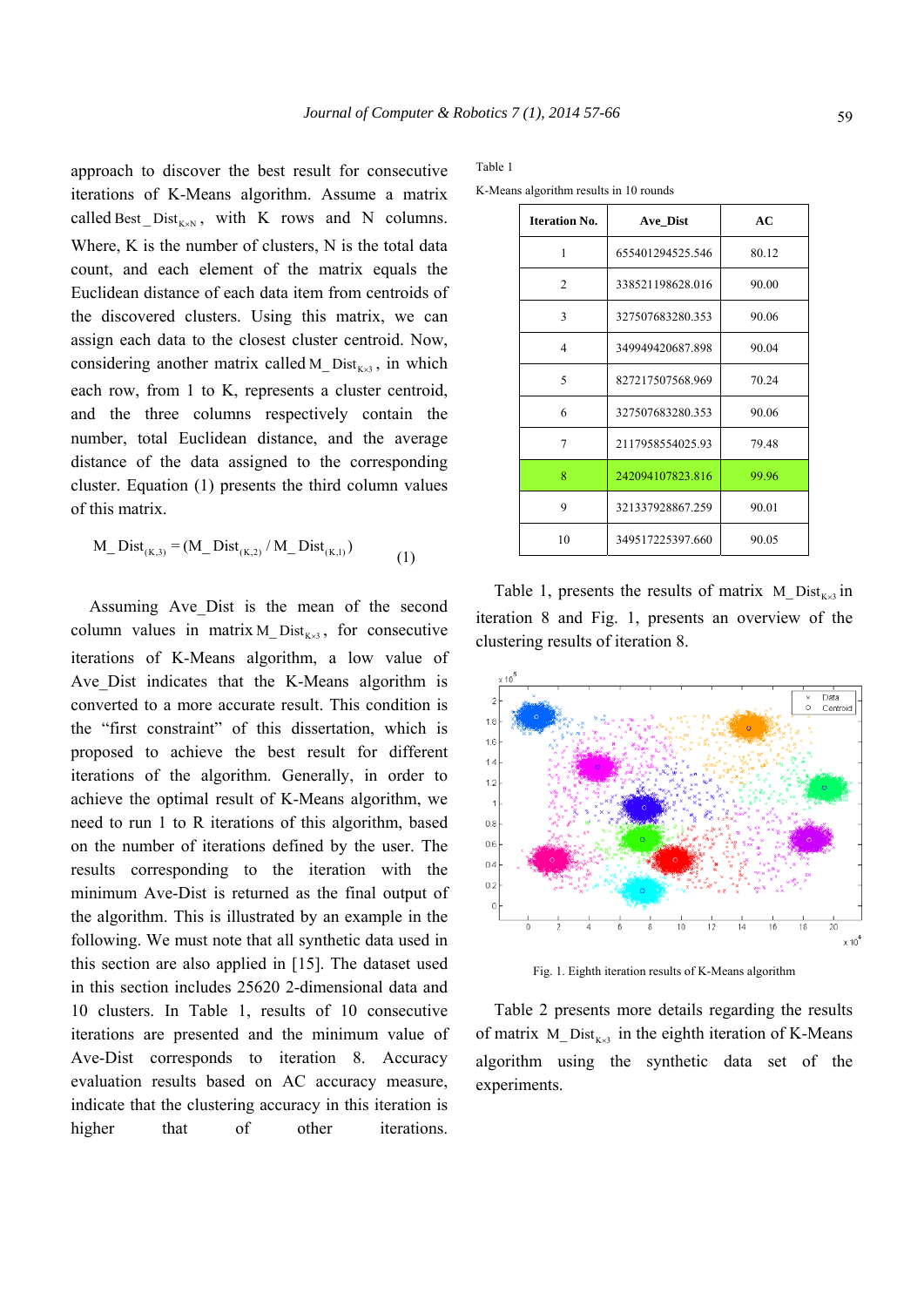approach to discover the best result for consecutive iterations of K-Means algorithm. Assume a matrix called $Best\_Dist_{K \times N}$, with K rows and N columns. Where, K is the number of clusters, N is the total data count, and each element of the matrix equals the Euclidean distance of each data item from centroids of the discovered clusters. Using this matrix, we can assign each data to the closest cluster centroid. Now, considering another matrix called $M\_Dist_{K \times 3}$, in which each row, from 1 to K, represents a cluster centroid, and the three columns respectively contain the number, total Euclidean distance, and the average distance of the data assigned to the corresponding cluster. Equation (1) presents the third column values of this matrix.

$$M\_Dist_{(K,3)} = (M\_Dist_{(K,2)} / M\_Dist_{(K,1)}) \quad (1)$$

Assuming Ave_Dist is the mean of the second column values in matrix $M\_Dist_{K \times 3}$, for consecutive iterations of K-Means algorithm, a low value of Ave_Dist indicates that the K-Means algorithm is converted to a more accurate result. This condition is the "first constraint" of this dissertation, which is proposed to achieve the best result for different iterations of the algorithm. Generally, in order to achieve the optimal result of K-Means algorithm, we need to run 1 to R iterations of this algorithm, based on the number of iterations defined by the user. The results corresponding to the iteration with the minimum Ave-Dist is returned as the final output of the algorithm. This is illustrated by an example in the following. We must note that all synthetic data used in this section are also applied in [15]. The dataset used in this section includes 25620 2-dimensional data and 10 clusters. In Table 1, results of 10 consecutive iterations are presented and the minimum value of Ave-Dist corresponds to iteration 8. Accuracy evaluation results based on AC accuracy measure, indicate that the clustering accuracy in this iteration is higher that of other iterations.

Table 1

K-Means algorithm results in 10 rounds

| Iteration No. | Ave_Dist | AC |
|---|---|---|
| 1 | 655401294525.546 | 80.12 |
| 2 | 338521198628.016 | 90.00 |
| 3 | 327507683280.353 | 90.06 |
| 4 | 349949420687.898 | 90.04 |
| 5 | 827217507568.969 | 70.24 |
| 6 | 327507683280.353 | 90.06 |
| 7 | 2117958554025.93 | 79.48 |
| 8 | 242094107823.816 | 99.96 |
| 9 | 321337928867.259 | 90.01 |
| 10 | 349517225397.660 | 90.05 |

Table 1, presents the results of matrix $M\_Dist_{K \times 3}$ in iteration 8 and Fig. 1, presents an overview of the clustering results of iteration 8.

Fig. 1. Eighth iteration results of K-Means algorithm

Table 2 presents more details regarding the results of matrix $M\_Dist_{K \times 3}$ in the eighth iteration of K-Means algorithm using the synthetic data set of the experiments.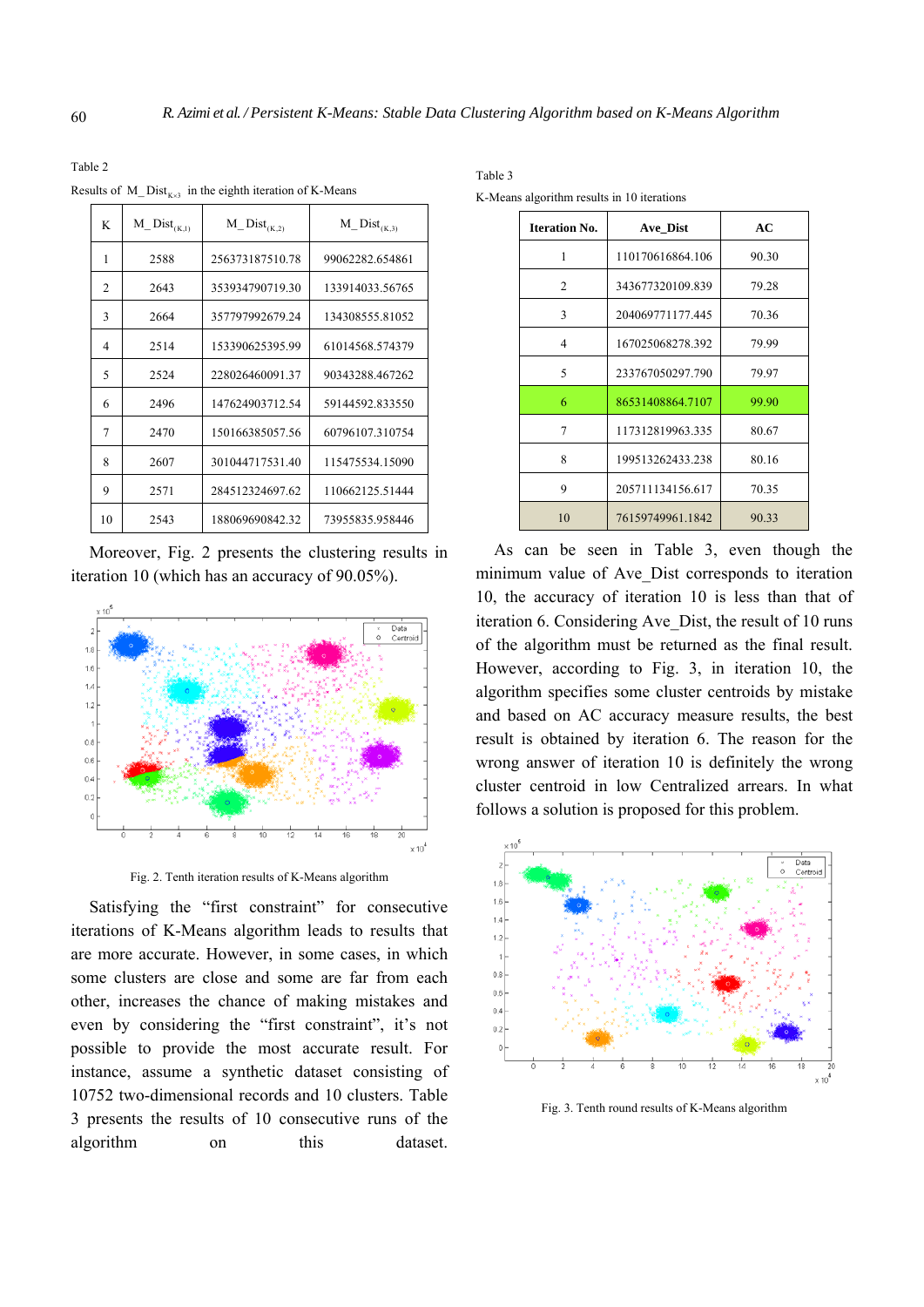Table 2

Results of $M\_Dist_{K\times3}$ in the eighth iteration of K-Means

| K | $M\_Dist_{(K,1)}$ | $M\_Dist_{(K,2)}$ | $M\_Dist_{(K,3)}$ |
|---|---|---|---|
| 1 | 2588 | 256373187510.78 | 99062282.654861 |
| 2 | 2643 | 353934790719.30 | 133914033.56765 |
| 3 | 2664 | 357797992679.24 | 134308555.81052 |
| 4 | 2514 | 153390625395.99 | 61014568.574379 |
| 5 | 2524 | 228026460091.37 | 90343288.467262 |
| 6 | 2496 | 147624903712.54 | 59144592.833550 |
| 7 | 2470 | 150166385057.56 | 60796107.310754 |
| 8 | 2607 | 301044717531.40 | 115475534.15090 |
| 9 | 2571 | 284512324697.62 | 110662125.51444 |
| 10 | 2543 | 188069690842.32 | 73955835.958446 |

Moreover, Fig. 2 presents the clustering results in iteration 10 (which has an accuracy of 90.05%).

Fig. 2. Tenth iteration results of K-Means algorithm

Satisfying the "first constraint" for consecutive iterations of K-Means algorithm leads to results that are more accurate. However, in some cases, in which some clusters are close and some are far from each other, increases the chance of making mistakes and even by considering the "first constraint", it's not possible to provide the most accurate result. For instance, assume a synthetic dataset consisting of 10752 two-dimensional records and 10 clusters. Table 3 presents the results of 10 consecutive runs of the algorithm on this dataset.

Table 3

K-Means algorithm results in 10 iterations

| Iteration No. | Ave_Dist | AC |
|---|---|---|
| 1 | 110170616864.106 | 90.30 |
| 2 | 343677320109.839 | 79.28 |
| 3 | 204069771177.445 | 70.36 |
| 4 | 167025068278.392 | 79.99 |
| 5 | 233767050297.790 | 79.97 |
| 6 | 86531408864.7107 | 99.90 |
| 7 | 117312819963.335 | 80.67 |
| 8 | 199513262433.238 | 80.16 |
| 9 | 205711134156.617 | 70.35 |
| 10 | 76159749961.1842 | 90.33 |

As can be seen in Table 3, even though the minimum value of Ave_Dist corresponds to iteration 10, the accuracy of iteration 10 is less than that of iteration 6. Considering Ave_Dist, the result of 10 runs of the algorithm must be returned as the final result. However, according to Fig. 3, in iteration 10, the algorithm specifies some cluster centroids by mistake and based on AC accuracy measure results, the best result is obtained by iteration 6. The reason for the wrong answer of iteration 10 is definitely the wrong cluster centroid in low Centralized arrears. In what follows a solution is proposed for this problem.

Fig. 3. Tenth round results of K-Means algorithm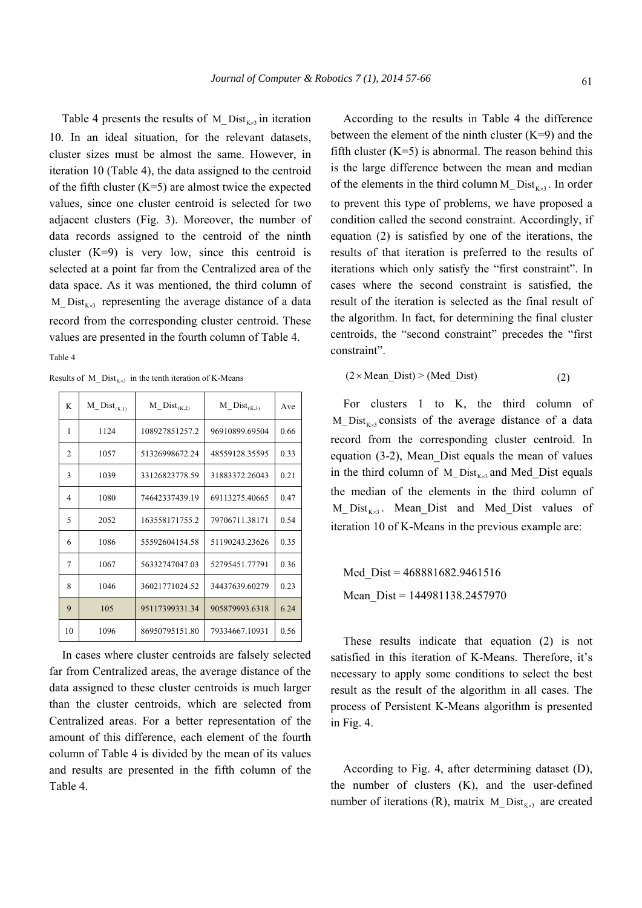Table 4 presents the results of $M\_Dist_{K\times3}$ in iteration 10. In an ideal situation, for the relevant datasets, cluster sizes must be almost the same. However, in iteration 10 (Table 4), the data assigned to the centroid of the fifth cluster (K=5) are almost twice the expected values, since one cluster centroid is selected for two adjacent clusters (Fig. 3). Moreover, the number of data records assigned to the centroid of the ninth cluster (K=9) is very low, since this centroid is selected at a point far from the Centralized area of the data space. As it was mentioned, the third column of $M\_Dist_{K\times3}$ representing the average distance of a data record from the corresponding cluster centroid. These values are presented in the fourth column of Table 4.

Table 4

Results of $M\_Dist_{K\times3}$ in the tenth iteration of K-Means

| K | $M\_Dist_{(K,1)}$ | $M\_Dist_{(K,2)}$ | $M\_Dist_{(K,3)}$ | Ave |
|---|---|---|---|---|
| 1 | 1124 | 108927851257.2 | 96910899.69504 | 0.66 |
| 2 | 1057 | 51326998672.24 | 48559128.35595 | 0.33 |
| 3 | 1039 | 33126823778.59 | 31883372.26043 | 0.21 |
| 4 | 1080 | 74642337439.19 | 69113275.40665 | 0.47 |
| 5 | 2052 | 163558171755.2 | 79706711.38171 | 0.54 |
| 6 | 1086 | 55592604154.58 | 51190243.23626 | 0.35 |
| 7 | 1067 | 56332747047.03 | 52795451.77791 | 0.36 |
| 8 | 1046 | 36021771024.52 | 34437639.60279 | 0.23 |
| 9 | 105 | 95117399331.34 | 905879993.6318 | 6.24 |
| 10 | 1096 | 86950795151.80 | 79334667.10931 | 0.56 |

In cases where cluster centroids are falsely selected far from Centralized areas, the average distance of the data assigned to these cluster centroids is much larger than the cluster centroids, which are selected from Centralized areas. For a better representation of the amount of this difference, each element of the fourth column of Table 4 is divided by the mean of its values and results are presented in the fifth column of the Table 4.

According to the results in Table 4 the difference between the element of the ninth cluster (K=9) and the fifth cluster (K=5) is abnormal. The reason behind this is the large difference between the mean and median of the elements in the third column $M\_Dist_{K\times3}$. In order to prevent this type of problems, we have proposed a condition called the second constraint. Accordingly, if equation (2) is satisfied by one of the iterations, the results of that iteration is preferred to the results of iterations which only satisfy the "first constraint". In cases where the second constraint is satisfied, the result of the iteration is selected as the final result of the algorithm. In fact, for determining the final cluster centroids, the "second constraint" precedes the "first constraint".

$$(2 \times \text{Mean\_Dist}) > (\text{Med\_Dist}) \tag{2}$$

For clusters 1 to K, the third column of $M\_Dist_{K\times3}$ consists of the average distance of a data record from the corresponding cluster centroid. In equation (3-2), Mean_Dist equals the mean of values in the third column of $M\_Dist_{K\times3}$ and Med_Dist equals the median of the elements in the third column of $M\_Dist_{K\times3}$. Mean_Dist and Med_Dist values of iteration 10 of K-Means in the previous example are:

Med_Dist = 468881682.9461516

Mean_Dist = 144981138.2457970

These results indicate that equation (2) is not satisfied in this iteration of K-Means. Therefore, it's necessary to apply some conditions to select the best result as the result of the algorithm in all cases. The process of Persistent K-Means algorithm is presented in Fig. 4.

According to Fig. 4, after determining dataset (D), the number of clusters (K), and the user-defined number of iterations (R), matrix $M\_Dist_{K\times3}$ are created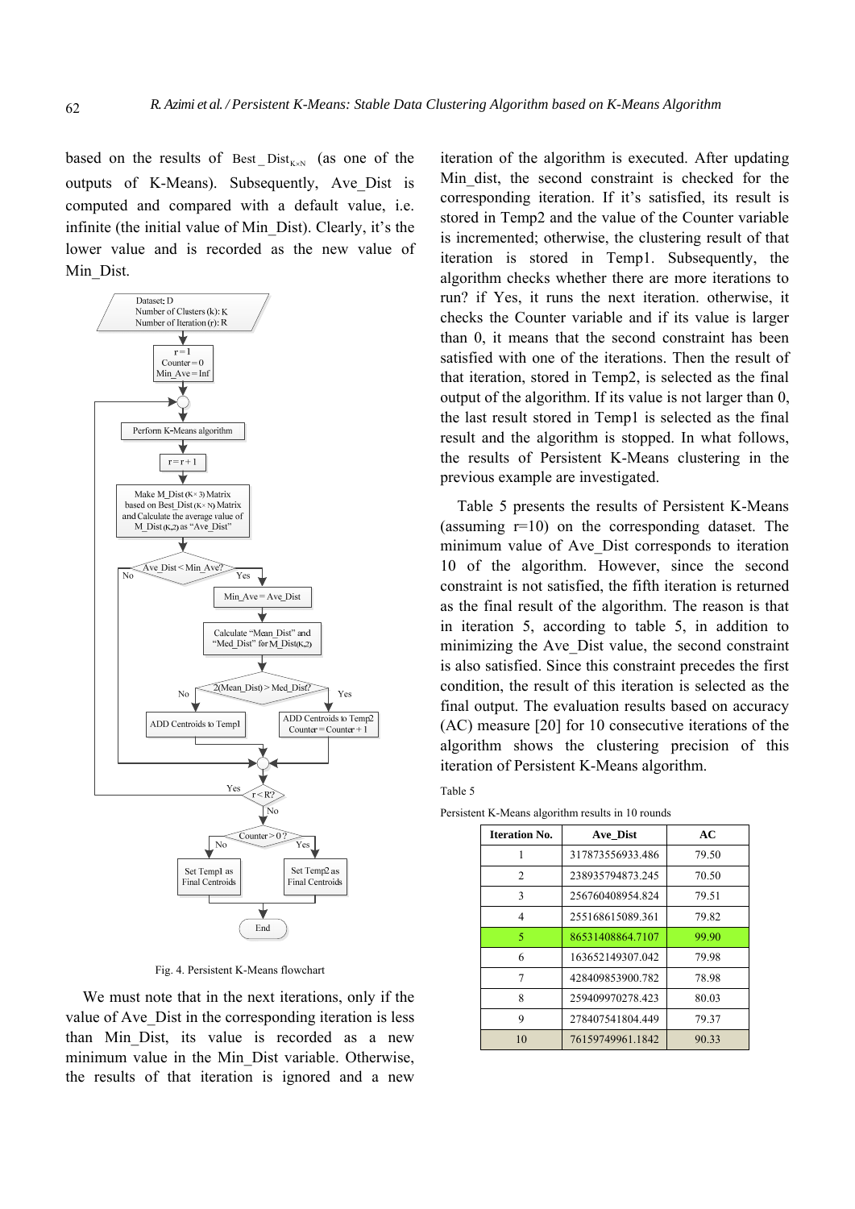based on the results of $\text{Best\_Dist}_{K \times N}$ (as one of the outputs of K-Means). Subsequently, Ave_Dist is computed and compared with a default value, i.e. infinite (the initial value of Min_Dist). Clearly, it's the lower value and is recorded as the new value of Min_Dist.

Fig. 4. Persistent K-Means flowchart

We must note that in the next iterations, only if the value of Ave_Dist in the corresponding iteration is less than Min_Dist, its value is recorded as a new minimum value in the Min_Dist variable. Otherwise, the results of that iteration is ignored and a new iteration of the algorithm is executed. After updating Min_dist, the second constraint is checked for the corresponding iteration. If it's satisfied, its result is stored in Temp2 and the value of the Counter variable is incremented; otherwise, the clustering result of that iteration is stored in Temp1. Subsequently, the algorithm checks whether there are more iterations to run? if Yes, it runs the next iteration. otherwise, it checks the Counter variable and if its value is larger than 0, it means that the second constraint has been satisfied with one of the iterations. Then the result of that iteration, stored in Temp2, is selected as the final output of the algorithm. If its value is not larger than 0, the last result stored in Temp1 is selected as the final result and the algorithm is stopped. In what follows, the results of Persistent K-Means clustering in the previous example are investigated.

Table 5 presents the results of Persistent K-Means (assuming r=10) on the corresponding dataset. The minimum value of Ave_Dist corresponds to iteration 10 of the algorithm. However, since the second constraint is not satisfied, the fifth iteration is returned as the final result of the algorithm. The reason is that in iteration 5, according to table 5, in addition to minimizing the Ave_Dist value, the second constraint is also satisfied. Since this constraint precedes the first condition, the result of this iteration is selected as the final output. The evaluation results based on accuracy (AC) measure [20] for 10 consecutive iterations of the algorithm shows the clustering precision of this iteration of Persistent K-Means algorithm.

Table 5

Persistent K-Means algorithm results in 10 rounds

| Iteration No. | Ave_Dist | AC |
|---|---|---|
| 1 | 317873556933.486 | 79.50 |
| 2 | 238935794873.245 | 70.50 |
| 3 | 256760408954.824 | 79.51 |
| 4 | 255168615089.361 | 79.82 |
| 5 | 86531408864.7107 | 99.90 |
| 6 | 163652149307.042 | 79.98 |
| 7 | 428409853900.782 | 78.98 |
| 8 | 259409970278.423 | 80.03 |
| 9 | 278407541804.449 | 79.37 |
| 10 | 76159749961.1842 | 90.33 |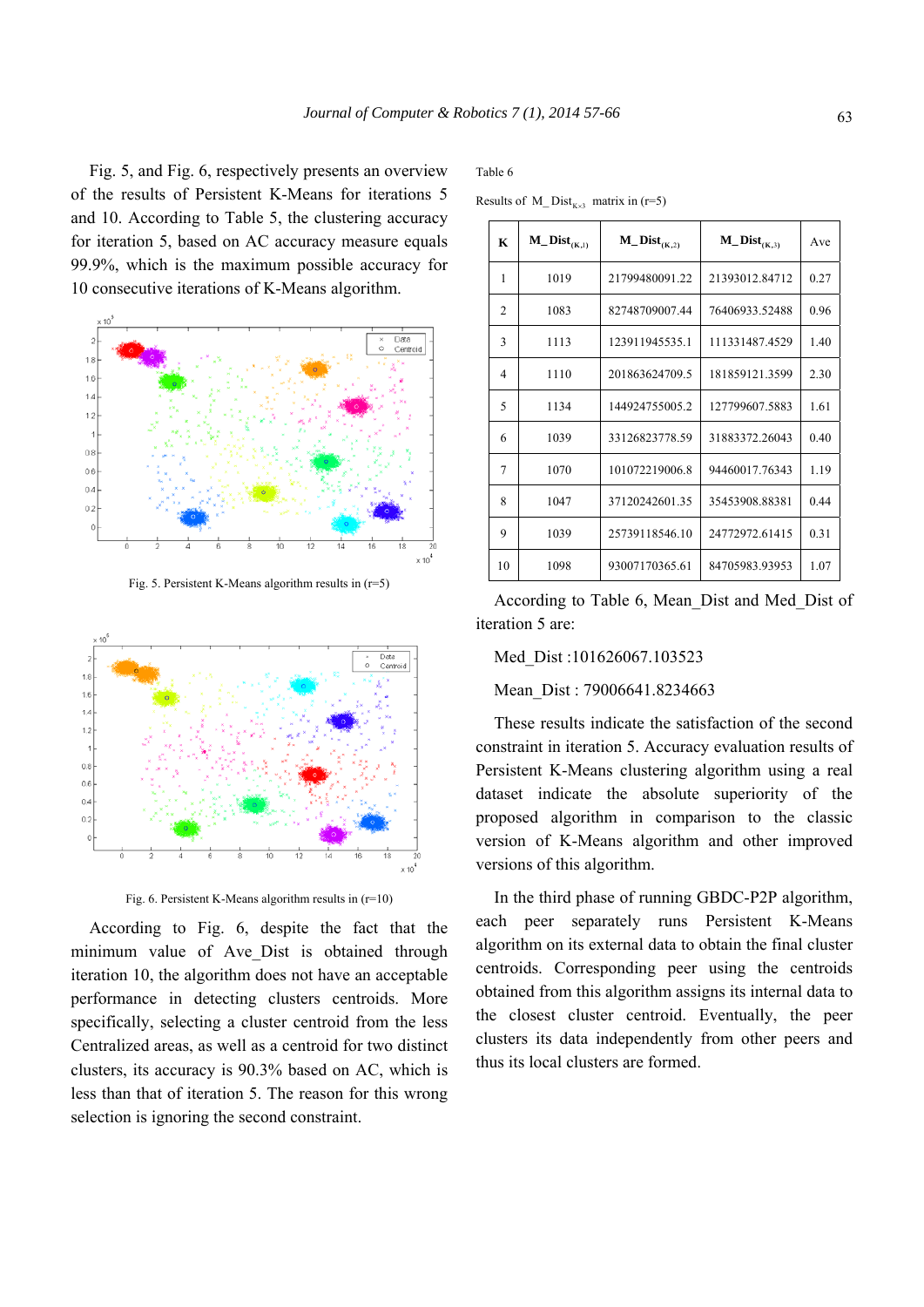Fig. 5, and Fig. 6, respectively presents an overview of the results of Persistent K-Means for iterations 5 and 10. According to Table 5, the clustering accuracy for iteration 5, based on AC accuracy measure equals 99.9%, which is the maximum possible accuracy for 10 consecutive iterations of K-Means algorithm.

Fig. 5. Persistent K-Means algorithm results in (r=5)

Fig. 6. Persistent K-Means algorithm results in (r=10)

According to Fig. 6, despite the fact that the minimum value of Ave_Dist is obtained through iteration 10, the algorithm does not have an acceptable performance in detecting clusters centroids. More specifically, selecting a cluster centroid from the less Centralized areas, as well as a centroid for two distinct clusters, its accuracy is 90.3% based on AC, which is less than that of iteration 5. The reason for this wrong selection is ignoring the second constraint.

Table 6

Results of $M\_Dist_{K\times 3}$ matrix in (r=5)

| K | $M\_Dist_{(K,1)}$ | $M\_Dist_{(K,2)}$ | $M\_Dist_{(K,3)}$ | Ave |
|---|---|---|---|---|
| 1 | 1019 | 21799480091.22 | 21393012.84712 | 0.27 |
| 2 | 1083 | 82748709007.44 | 76406933.52488 | 0.96 |
| 3 | 1113 | 123911945535.1 | 111331487.4529 | 1.40 |
| 4 | 1110 | 201863624709.5 | 181859121.3599 | 2.30 |
| 5 | 1134 | 144924755005.2 | 127799607.5883 | 1.61 |
| 6 | 1039 | 33126823778.59 | 31883372.26043 | 0.40 |
| 7 | 1070 | 101072219006.8 | 94460017.76343 | 1.19 |
| 8 | 1047 | 37120242601.35 | 35453908.88381 | 0.44 |
| 9 | 1039 | 25739118546.10 | 24772972.61415 | 0.31 |
| 10 | 1098 | 93007170365.61 | 84705983.93953 | 1.07 |

According to Table 6, Mean_Dist and Med_Dist of iteration 5 are:

Med_Dist :101626067.103523

Mean_Dist : 79006641.8234663

These results indicate the satisfaction of the second constraint in iteration 5. Accuracy evaluation results of Persistent K-Means clustering algorithm using a real dataset indicate the absolute superiority of the proposed algorithm in comparison to the classic version of K-Means algorithm and other improved versions of this algorithm.

In the third phase of running GBDC-P2P algorithm, each peer separately runs Persistent K-Means algorithm on its external data to obtain the final cluster centroids. Corresponding peer using the centroids obtained from this algorithm assigns its internal data to the closest cluster centroid. Eventually, the peer clusters its data independently from other peers and thus its local clusters are formed.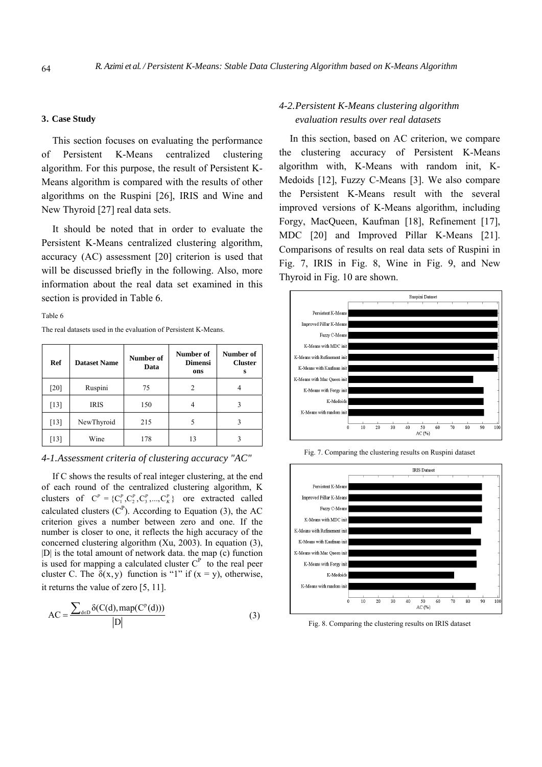## 3. Case Study

This section focuses on evaluating the performance of Persistent K-Means centralized clustering algorithm. For this purpose, the result of Persistent K-Means algorithm is compared with the results of other algorithms on the Ruspini [26], IRIS and Wine and New Thyroid [27] real data sets.

It should be noted that in order to evaluate the Persistent K-Means centralized clustering algorithm, accuracy (AC) assessment [20] criterion is used that will be discussed briefly in the following. Also, more information about the real data set examined in this section is provided in Table 6.

Table 6

The real datasets used in the evaluation of Persistent K-Means.

| Ref | Dataset Name | Number of Data | Number of Dimensions | Number of Clusters |
|---|---|---|---|---|
| [20] | Ruspini | 75 | 2 | 4 |
| [13] | IRIS | 150 | 4 | 3 |
| [13] | NewThyroid | 215 | 5 | 3 |
| [13] | Wine | 178 | 13 | 3 |

### *4-1.Assessment criteria of clustering accuracy "AC"*

If C shows the results of real integer clustering, at the end of each round of the centralized clustering algorithm, K clusters of $C^P = \{C_1^P, C_2^P, C_3^P, ..., C_K^P\}$ ore extracted called calculated clusters ($C^P$). According to Equation (3), the AC criterion gives a number between zero and one. If the number is closer to one, it reflects the high accuracy of the concerned clustering algorithm (Xu, 2003). In equation (3), |D| is the total amount of network data. the map (c) function is used for mapping a calculated cluster $C^P$ to the real peer cluster C. The $\delta(x, y)$ function is "1" if (x = y), otherwise, it returns the value of zero [5, 11].

$$AC = \frac{\sum_{d \in D} \delta(C(d), map(C^p(d)))}{|D|} \quad (3)$$

### *4-2.Persistent K-Means clustering algorithm evaluation results over real datasets*

In this section, based on AC criterion, we compare the clustering accuracy of Persistent K-Means algorithm with, K-Means with random init, K-Medoids [12], Fuzzy C-Means [3]. We also compare the Persistent K-Means result with the several improved versions of K-Means algorithm, including Forgy, MacQueen, Kaufman [18], Refinement [17], MDC [20] and Improved Pillar K-Means [21]. Comparisons of results on real data sets of Ruspini in Fig. 7, IRIS in Fig. 8, Wine in Fig. 9, and New Thyroid in Fig. 10 are shown.

Fig. 7. Comparing the clustering results on Ruspini dataset

Fig. 8. Comparing the clustering results on IRIS dataset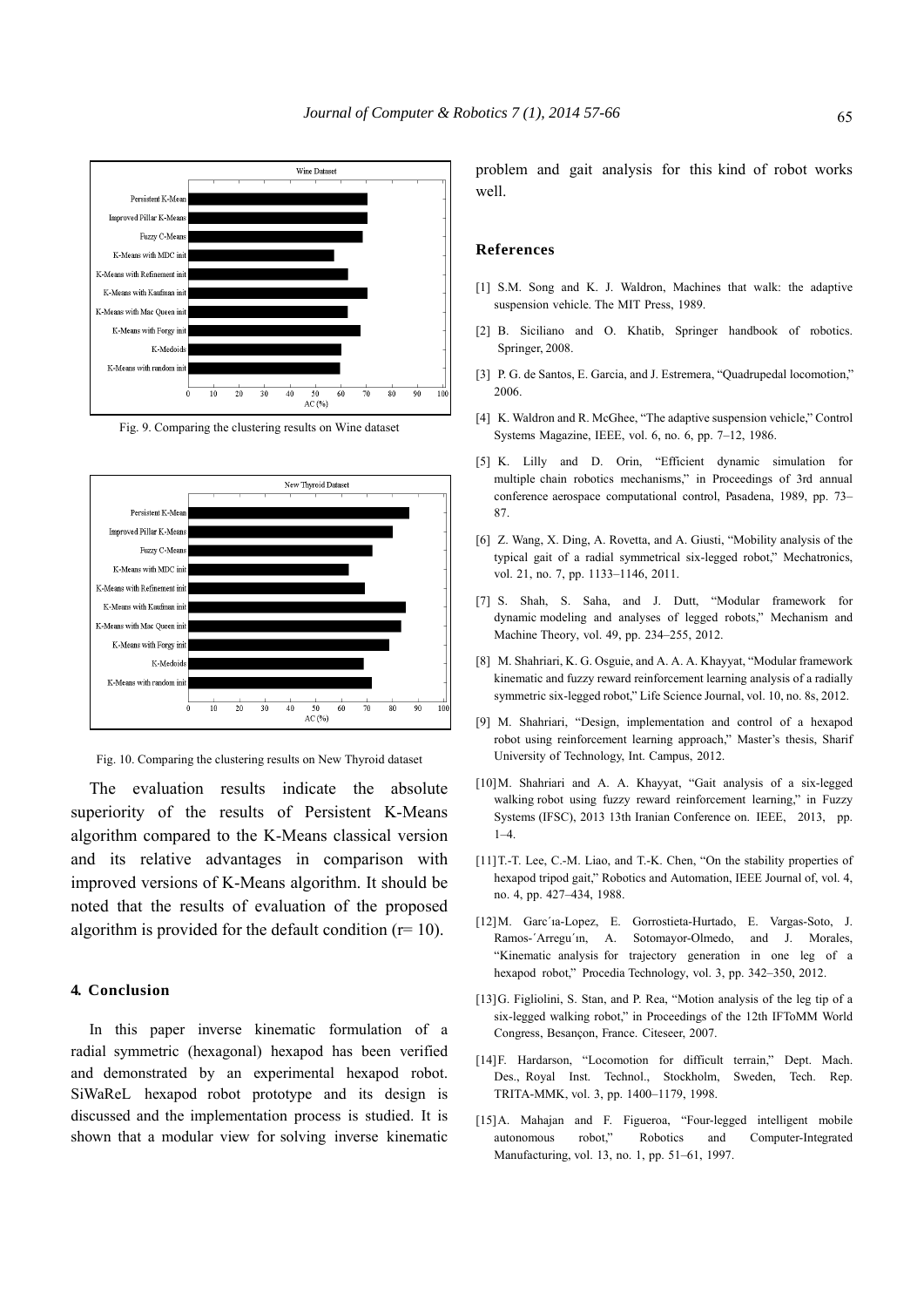Fig. 9. Comparing the clustering results on Wine dataset

Fig. 10. Comparing the clustering results on New Thyroid dataset

The evaluation results indicate the absolute superiority of the results of Persistent K-Means algorithm compared to the K-Means classical version and its relative advantages in comparison with improved versions of K-Means algorithm. It should be noted that the results of evaluation of the proposed algorithm is provided for the default condition (r= 10).

## 4. Conclusion

In this paper inverse kinematic formulation of a radial symmetric (hexagonal) hexapod has been verified and demonstrated by an experimental hexapod robot. SiWaReL hexapod robot prototype and its design is discussed and the implementation process is studied. It is shown that a modular view for solving inverse kinematic problem and gait analysis for this kind of robot works well.

## References

[1] S.M. Song and K. J. Waldron, Machines that walk: the adaptive suspension vehicle. The MIT Press, 1989.

[2] B. Siciliano and O. Khatib, Springer handbook of robotics. Springer, 2008.

[3] P. G. de Santos, E. Garcia, and J. Estremera, "Quadrupedal locomotion," 2006.

[4] K. Waldron and R. McGhee, "The adaptive suspension vehicle," Control Systems Magazine, IEEE, vol. 6, no. 6, pp. 7–12, 1986.

[5] K. Lilly and D. Orin, "Efficient dynamic simulation for multiple chain robotics mechanisms," in Proceedings of 3rd annual conference aerospace computational control, Pasadena, 1989, pp. 73–87.

[6] Z. Wang, X. Ding, A. Rovetta, and A. Giusti, "Mobility analysis of the typical gait of a radial symmetrical six-legged robot," Mechatronics, vol. 21, no. 7, pp. 1133–1146, 2011.

[7] S. Shah, S. Saha, and J. Dutt, "Modular framework for dynamic modeling and analyses of legged robots," Mechanism and Machine Theory, vol. 49, pp. 234–255, 2012.

[8] M. Shahriari, K. G. Osguie, and A. A. A. Khayyat, "Modular framework kinematic and fuzzy reward reinforcement learning analysis of a radially symmetric six-legged robot," Life Science Journal, vol. 10, no. 8s, 2012.

[9] M. Shahriari, "Design, implementation and control of a hexapod robot using reinforcement learning approach," Master's thesis, Sharif University of Technology, Int. Campus, 2012.

[10] M. Shahriari and A. A. Khayyat, "Gait analysis of a six-legged walking robot using fuzzy reward reinforcement learning," in Fuzzy Systems (IFSC), 2013 13th Iranian Conference on. IEEE, 2013, pp. 1–4.

[11] T.-T. Lee, C.-M. Liao, and T.-K. Chen, "On the stability properties of hexapod tripod gait," Robotics and Automation, IEEE Journal of, vol. 4, no. 4, pp. 427–434, 1988.

[12] M. Garc´ıa-Lopez, E. Gorrostieta-Hurtado, E. Vargas-Soto, J. Ramos-´Arregu´ın, A. Sotomayor-Olmedo, and J. Morales, "Kinematic analysis for trajectory generation in one leg of a hexapod robot," Procedia Technology, vol. 3, pp. 342–350, 2012.

[13] G. Figliolini, S. Stan, and P. Rea, "Motion analysis of the leg tip of a six-legged walking robot," in Proceedings of the 12th IFToMM World Congress, Besançon, France. Citeseer, 2007.

[14] F. Hardarson, "Locomotion for difficult terrain," Dept. Mach. Des., Royal Inst. Technol., Stockholm, Sweden, Tech. Rep. TRITA-MMK, vol. 3, pp. 1400–1179, 1998.

[15] A. Mahajan and F. Figueroa, "Four-legged intelligent mobile autonomous robot," Robotics and Computer-Integrated Manufacturing, vol. 13, no. 1, pp. 51–61, 1997.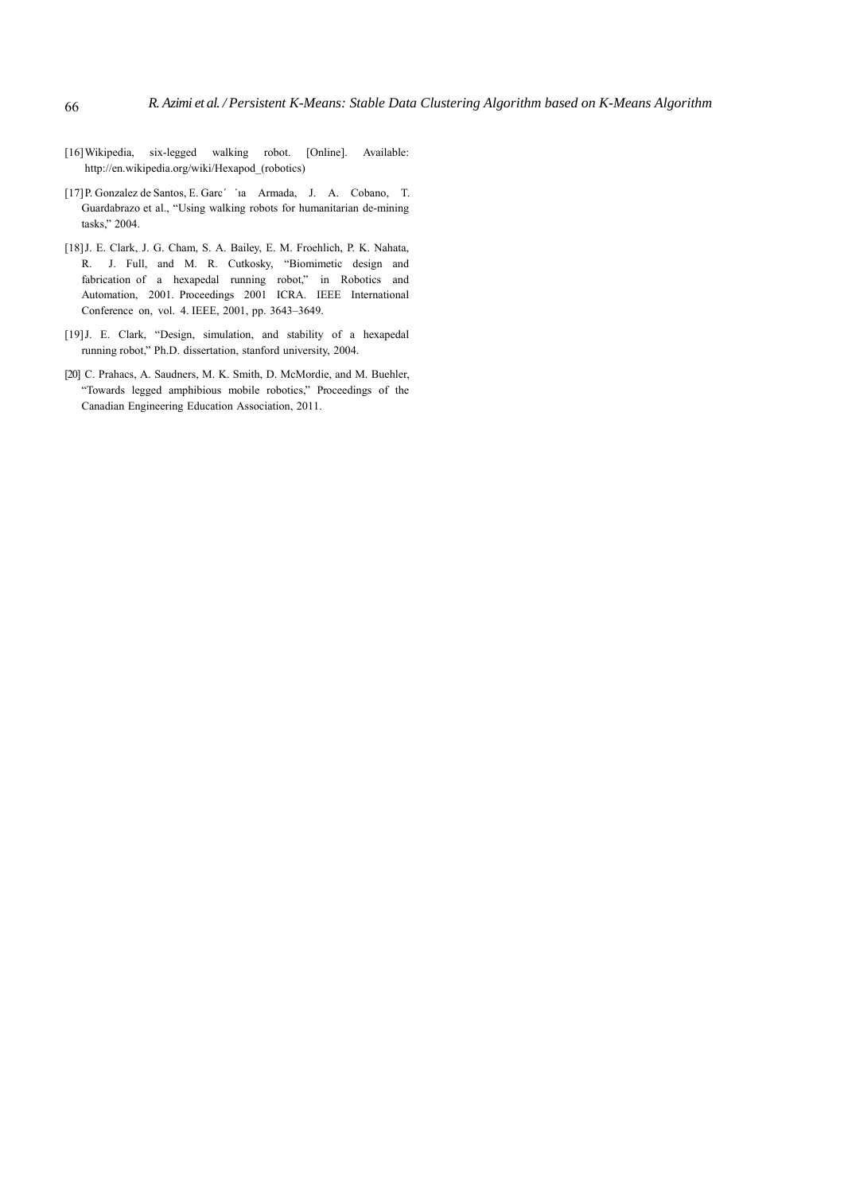[16] Wikipedia, six-legged walking robot. [Online]. Available: http://en.wikipedia.org/wiki/Hexapod_(robotics)

[17] P. Gonzalez de Santos, E. Garc´ ´ıa Armada, J. A. Cobano, T. Guardabrazo et al., "Using walking robots for humanitarian de-mining tasks," 2004.

[18] J. E. Clark, J. G. Cham, S. A. Bailey, E. M. Froehlich, P. K. Nahata, R. J. Full, and M. R. Cutkosky, "Biomimetic design and fabrication of a hexapedal running robot," in Robotics and Automation, 2001. Proceedings 2001 ICRA. IEEE International Conference on, vol. 4. IEEE, 2001, pp. 3643–3649.

[19] J. E. Clark, "Design, simulation, and stability of a hexapedal running robot," Ph.D. dissertation, stanford university, 2004.

[20] C. Prahacs, A. Saudners, M. K. Smith, D. McMordie, and M. Buehler, "Towards legged amphibious mobile robotics," Proceedings of the Canadian Engineering Education Association, 2011.